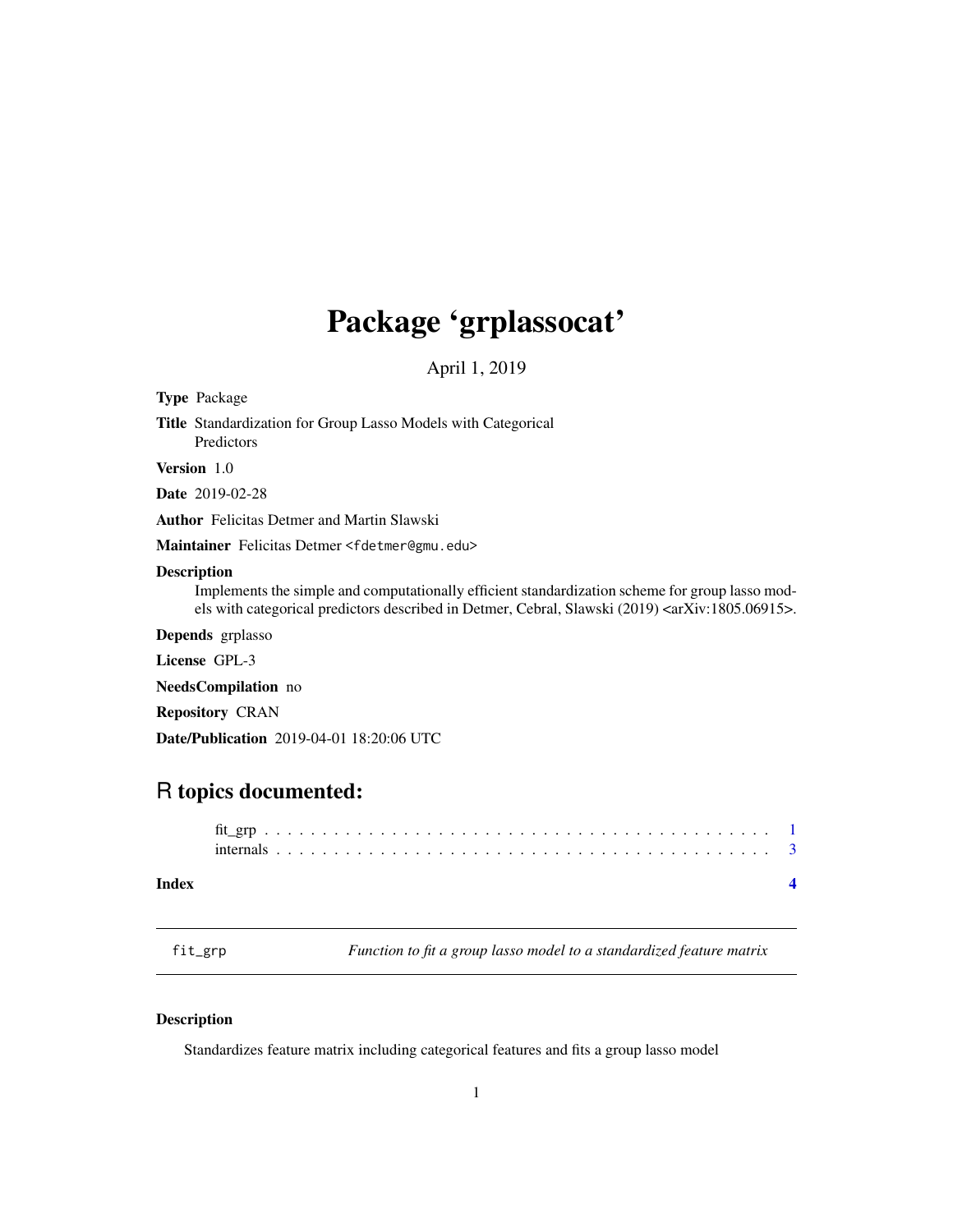# Package 'grplassocat'

April 1, 2019

**Type** Package

**Title** Standardization for Group Lasso Models with Categorical Predictors

**Version** 1.0

**Date** 2019-02-28

**Author** Felicitas Detmer and Martin Slawski

**Maintainer** Felicitas Detmer <fdetmer@gmu.edu>

**Description**
Implements the simple and computationally efficient standardization scheme for group lasso models with categorical predictors described in Detmer, Cebral, Slawski (2019) <arXiv:1805.06915>.

**Depends** grplasso

**License** GPL-3

**NeedsCompilation** no

**Repository** CRAN

**Date/Publication** 2019-04-01 18:20:06 UTC

## R topics documented:

fit_grp . . . . . . . . . . . . . . . . . . . . . . . . . . . . . . . . . . . . . . . . . . . 1
internals . . . . . . . . . . . . . . . . . . . . . . . . . . . . . . . . . . . . . . . . . . 3

**Index** **4**

---

`fit_grp` *Function to fit a group lasso model to a standardized feature matrix*

---

### Description

Standardizes feature matrix including categorical features and fits a group lasso model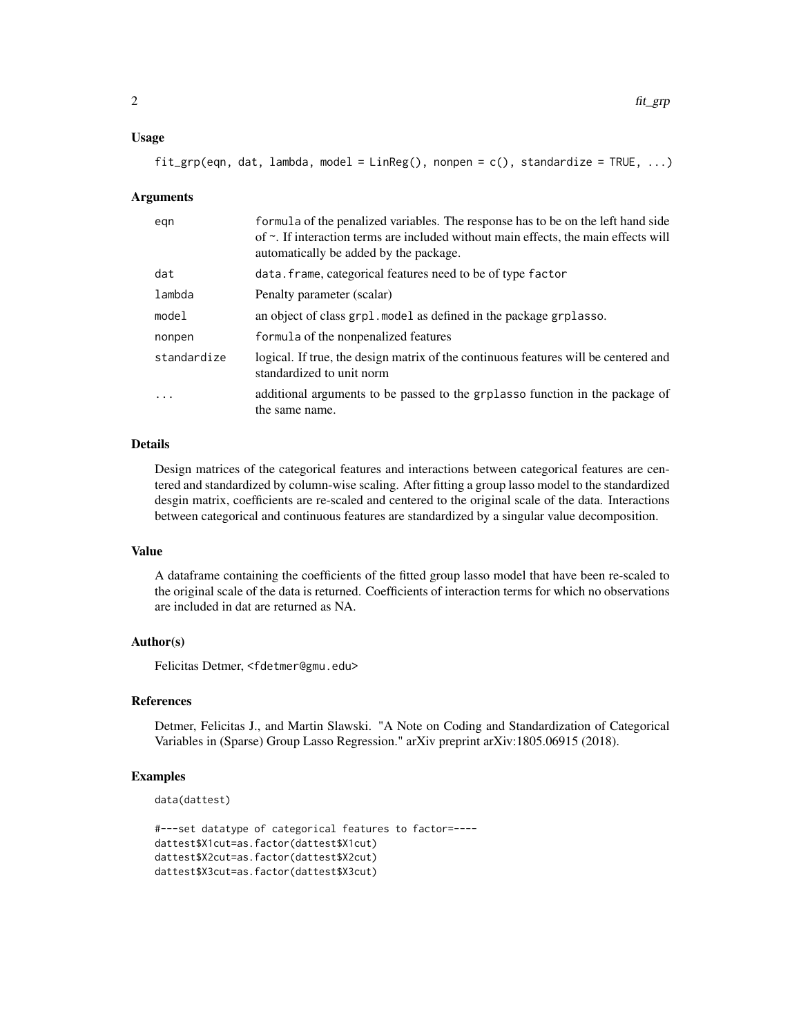## Usage

```
fit_grp(eqn, dat, lambda, model = LinReg(), nonpen = c(), standardize = TRUE, ...)
```

## Arguments

| | |
|---|---|
| eqn | formula of the penalized variables. The response has to be on the left hand side of ~. If interaction terms are included without main effects, the main effects will automatically be added by the package. |
| dat | data.frame, categorical features need to be of type factor |
| lambda | Penalty parameter (scalar) |
| model | an object of class grpl.model as defined in the package grplasso. |
| nonpen | formula of the nonpenalized features |
| standardize | logical. If true, the design matrix of the continuous features will be centered and standardized to unit norm |
| ... | additional arguments to be passed to the grplasso function in the package of the same name. |

## Details

Design matrices of the categorical features and interactions between categorical features are centered and standardized by column-wise scaling. After fitting a group lasso model to the standardized desgin matrix, coefficients are re-scaled and centered to the original scale of the data. Interactions between categorical and continuous features are standardized by a singular value decomposition.

## Value

A dataframe containing the coefficients of the fitted group lasso model that have been re-scaled to the original scale of the data is returned. Coefficients of interaction terms for which no observations are included in dat are returned as NA.

## Author(s)

Felicitas Detmer, <fdetmer@gmu.edu>

## References

Detmer, Felicitas J., and Martin Slawski. "A Note on Coding and Standardization of Categorical Variables in (Sparse) Group Lasso Regression." arXiv preprint arXiv:1805.06915 (2018).

## Examples

```
data(dattest)

#---set datatype of categorical features to factor=----
dattest$X1cut=as.factor(dattest$X1cut)
dattest$X2cut=as.factor(dattest$X2cut)
dattest$X3cut=as.factor(dattest$X3cut)
```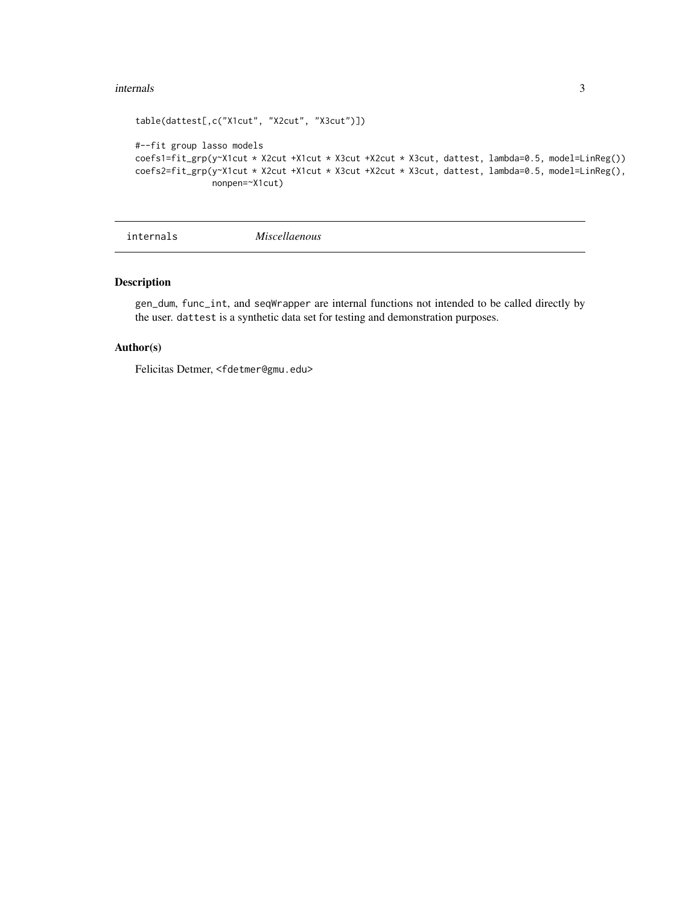```
table(dattest[,c("X1cut", "X2cut", "X3cut")])

#--fit group lasso models
coefs1=fit_grp(y~X1cut * X2cut +X1cut * X3cut +X2cut * X3cut, dattest, lambda=0.5, model=LinReg())
coefs2=fit_grp(y~X1cut * X2cut +X1cut * X3cut +X2cut * X3cut, dattest, lambda=0.5, model=LinReg(),
               nonpen=~X1cut)
```

---

internals *Miscellaneous*

---

## Description

gen_dum, func_int, and seqWrapper are internal functions not intended to be called directly by the user. dattest is a synthetic data set for testing and demonstration purposes.

## Author(s)

Felicitas Detmer, <fdetmer@gmu.edu>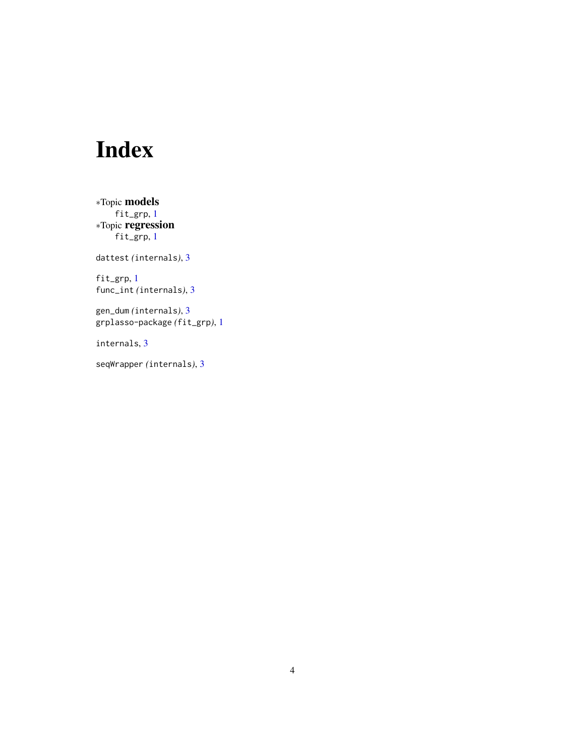# Index

∗Topic **models**
    fit_grp, 1
∗Topic **regression**
    fit_grp, 1

dattest *(*internals*)*, 3

fit_grp, 1
func_int *(*internals*)*, 3

gen_dum *(*internals*)*, 3
grplasso-package *(*fit_grp*)*, 1

internals, 3

seqWrapper *(*internals*)*, 3